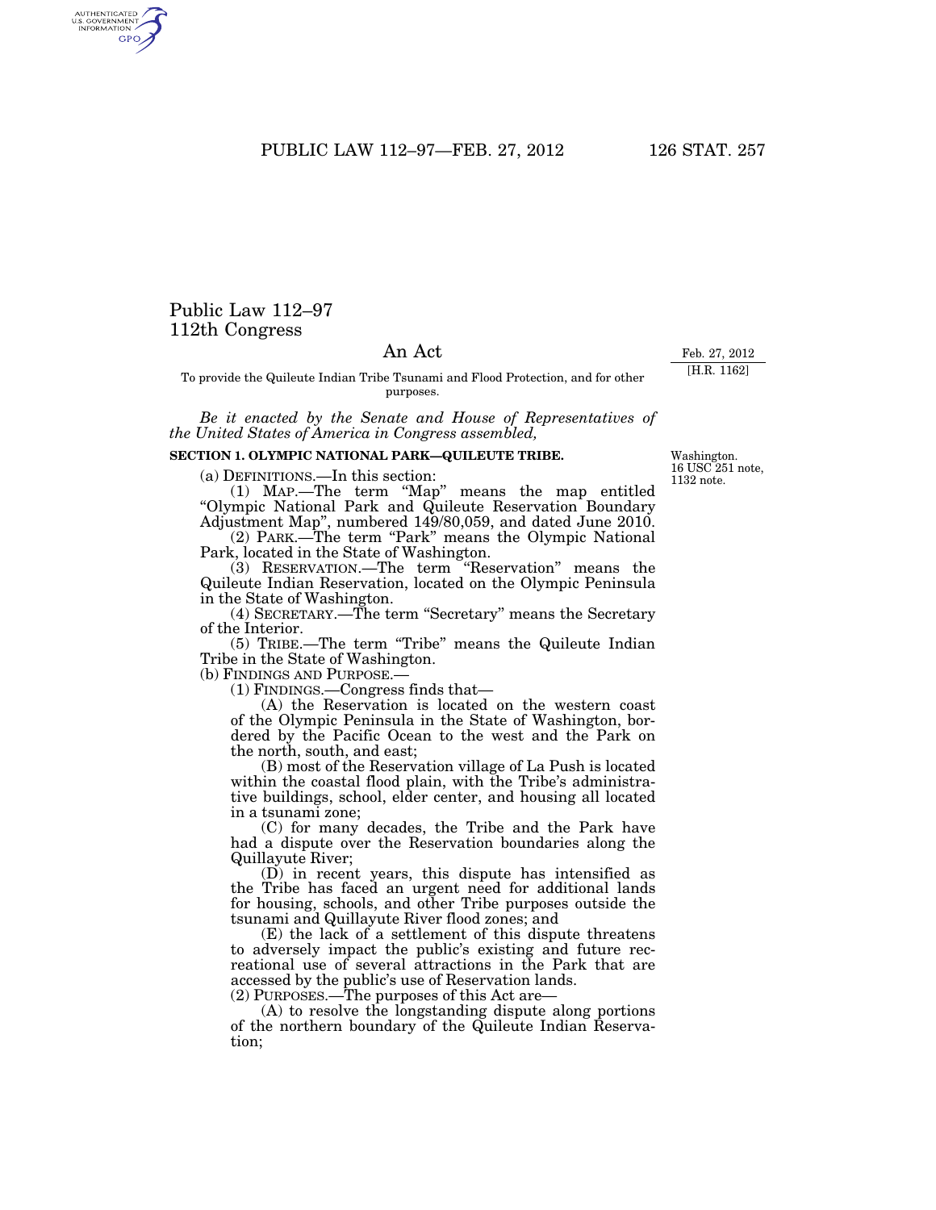# Public Law 112–97
# 112th Congress

## An Act

Feb. 27, 2012
[H.R. 1162]

To provide the Quileute Indian Tribe Tsunami and Flood Protection, and for other purposes.

*Be it enacted by the Senate and House of Representatives of the United States of America in Congress assembled,*

### SECTION 1. OLYMPIC NATIONAL PARK—QUILEUTE TRIBE.

Washington.
16 USC 251 note, 1132 note.

(a) DEFINITIONS.—In this section:

(1) MAP.—The term "Map" means the map entitled "Olympic National Park and Quileute Reservation Boundary Adjustment Map", numbered 149/80,059, and dated June 2010.

(2) PARK.—The term "Park" means the Olympic National Park, located in the State of Washington.

(3) RESERVATION.—The term "Reservation" means the Quileute Indian Reservation, located on the Olympic Peninsula in the State of Washington.

(4) SECRETARY.—The term "Secretary" means the Secretary of the Interior.

(5) TRIBE.—The term "Tribe" means the Quileute Indian Tribe in the State of Washington.

(b) FINDINGS AND PURPOSE.—

(1) FINDINGS.—Congress finds that—

(A) the Reservation is located on the western coast of the Olympic Peninsula in the State of Washington, bordered by the Pacific Ocean to the west and the Park on the north, south, and east;

(B) most of the Reservation village of La Push is located within the coastal flood plain, with the Tribe's administrative buildings, school, elder center, and housing all located in a tsunami zone;

(C) for many decades, the Tribe and the Park have had a dispute over the Reservation boundaries along the Quillayute River;

(D) in recent years, this dispute has intensified as the Tribe has faced an urgent need for additional lands for housing, schools, and other Tribe purposes outside the tsunami and Quillayute River flood zones; and

(E) the lack of a settlement of this dispute threatens to adversely impact the public's existing and future recreational use of several attractions in the Park that are accessed by the public's use of Reservation lands.

(2) PURPOSES.—The purposes of this Act are—

(A) to resolve the longstanding dispute along portions of the northern boundary of the Quileute Indian Reservation;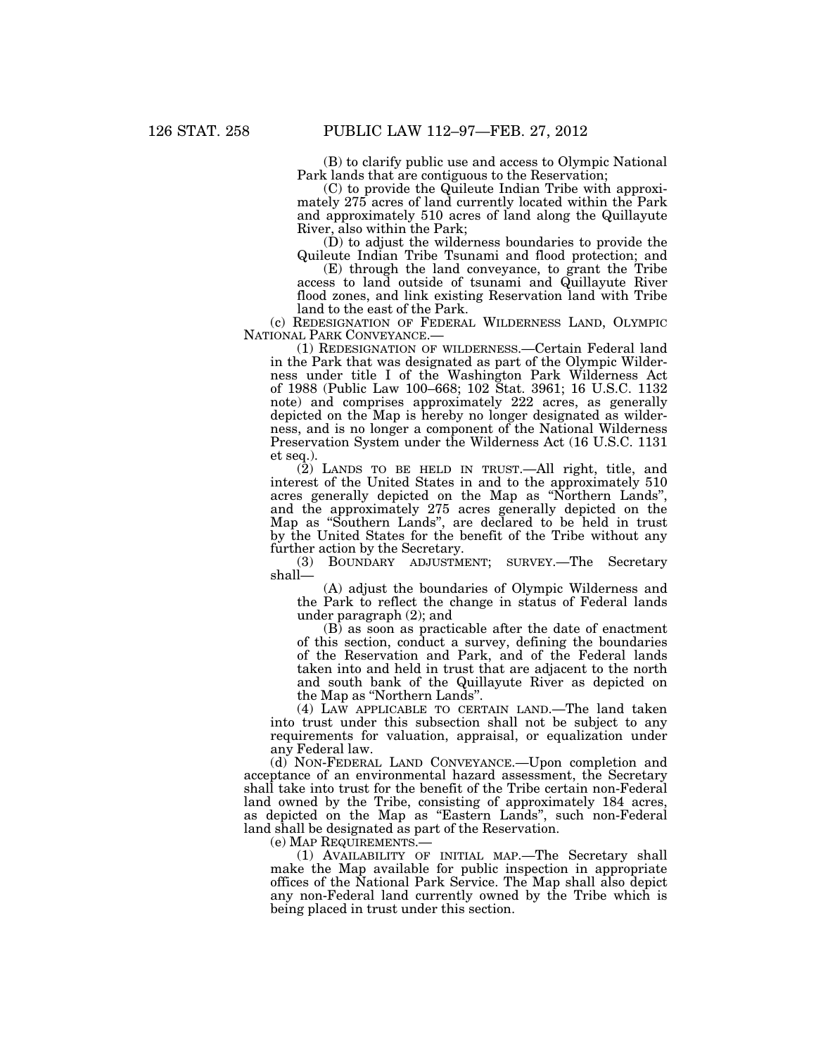(B) to clarify public use and access to Olympic National Park lands that are contiguous to the Reservation;

(C) to provide the Quileute Indian Tribe with approximately 275 acres of land currently located within the Park and approximately 510 acres of land along the Quillayute River, also within the Park;

(D) to adjust the wilderness boundaries to provide the Quileute Indian Tribe Tsunami and flood protection; and

(E) through the land conveyance, to grant the Tribe access to land outside of tsunami and Quillayute River flood zones, and link existing Reservation land with Tribe land to the east of the Park.

(c) REDESIGNATION OF FEDERAL WILDERNESS LAND, OLYMPIC NATIONAL PARK CONVEYANCE.—

(1) REDESIGNATION OF WILDERNESS.—Certain Federal land in the Park that was designated as part of the Olympic Wilderness under title I of the Washington Park Wilderness Act of 1988 (Public Law 100–668; 102 Stat. 3961; 16 U.S.C. 1132 note) and comprises approximately 222 acres, as generally depicted on the Map is hereby no longer designated as wilderness, and is no longer a component of the National Wilderness Preservation System under the Wilderness Act (16 U.S.C. 1131 et seq.).

(2) LANDS TO BE HELD IN TRUST.—All right, title, and interest of the United States in and to the approximately 510 acres generally depicted on the Map as "Northern Lands", and the approximately 275 acres generally depicted on the Map as "Southern Lands", are declared to be held in trust by the United States for the benefit of the Tribe without any further action by the Secretary.

(3) BOUNDARY ADJUSTMENT; SURVEY.—The Secretary shall—

(A) adjust the boundaries of Olympic Wilderness and the Park to reflect the change in status of Federal lands under paragraph (2); and

(B) as soon as practicable after the date of enactment of this section, conduct a survey, defining the boundaries of the Reservation and Park, and of the Federal lands taken into and held in trust that are adjacent to the north and south bank of the Quillayute River as depicted on the Map as "Northern Lands".

(4) LAW APPLICABLE TO CERTAIN LAND.—The land taken into trust under this subsection shall not be subject to any requirements for valuation, appraisal, or equalization under any Federal law.

(d) NON-FEDERAL LAND CONVEYANCE.—Upon completion and acceptance of an environmental hazard assessment, the Secretary shall take into trust for the benefit of the Tribe certain non-Federal land owned by the Tribe, consisting of approximately 184 acres, as depicted on the Map as "Eastern Lands", such non-Federal land shall be designated as part of the Reservation.

(e) MAP REQUIREMENTS.—

(1) AVAILABILITY OF INITIAL MAP.—The Secretary shall make the Map available for public inspection in appropriate offices of the National Park Service. The Map shall also depict any non-Federal land currently owned by the Tribe which is being placed in trust under this section.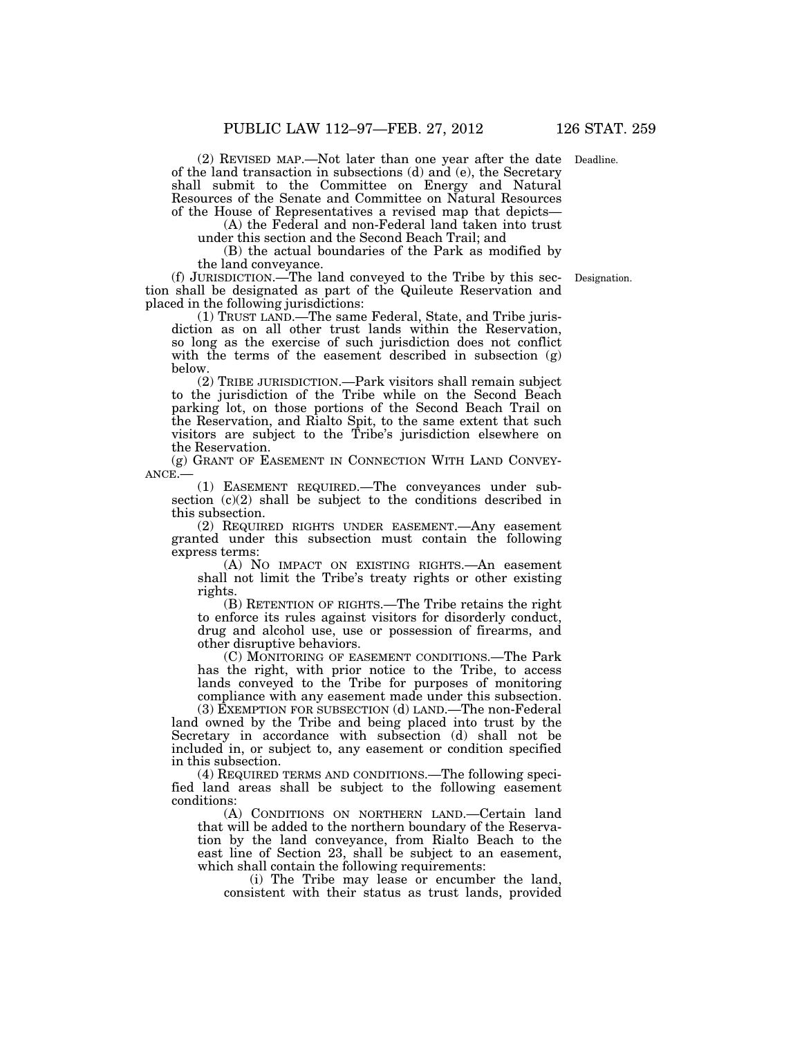(2) REVISED MAP.—Not later than one year after the date of the land transaction in subsections (d) and (e), the Secretary shall submit to the Committee on Energy and Natural Resources of the Senate and Committee on Natural Resources of the House of Representatives a revised map that depicts—

(A) the Federal and non-Federal land taken into trust under this section and the Second Beach Trail; and

(B) the actual boundaries of the Park as modified by the land conveyance.

Deadline.

(f) JURISDICTION.—The land conveyed to the Tribe by this section shall be designated as part of the Quileute Reservation and placed in the following jurisdictions:

Designation.

(1) TRUST LAND.—The same Federal, State, and Tribe jurisdiction as on all other trust lands within the Reservation, so long as the exercise of such jurisdiction does not conflict with the terms of the easement described in subsection (g) below.

(2) TRIBE JURISDICTION.—Park visitors shall remain subject to the jurisdiction of the Tribe while on the Second Beach parking lot, on those portions of the Second Beach Trail on the Reservation, and Rialto Spit, to the same extent that such visitors are subject to the Tribe's jurisdiction elsewhere on the Reservation.

(g) GRANT OF EASEMENT IN CONNECTION WITH LAND CONVEYANCE.—

(1) EASEMENT REQUIRED.—The conveyances under subsection (c)(2) shall be subject to the conditions described in this subsection.

(2) REQUIRED RIGHTS UNDER EASEMENT.—Any easement granted under this subsection must contain the following express terms:

(A) NO IMPACT ON EXISTING RIGHTS.—An easement shall not limit the Tribe's treaty rights or other existing rights.

(B) RETENTION OF RIGHTS.—The Tribe retains the right to enforce its rules against visitors for disorderly conduct, drug and alcohol use, use or possession of firearms, and other disruptive behaviors.

(C) MONITORING OF EASEMENT CONDITIONS.—The Park has the right, with prior notice to the Tribe, to access lands conveyed to the Tribe for purposes of monitoring compliance with any easement made under this subsection.

(3) EXEMPTION FOR SUBSECTION (d) LAND.—The non-Federal land owned by the Tribe and being placed into trust by the Secretary in accordance with subsection (d) shall not be included in, or subject to, any easement or condition specified in this subsection.

(4) REQUIRED TERMS AND CONDITIONS.—The following specified land areas shall be subject to the following easement conditions:

(A) CONDITIONS ON NORTHERN LAND.—Certain land that will be added to the northern boundary of the Reservation by the land conveyance, from Rialto Beach to the east line of Section 23, shall be subject to an easement, which shall contain the following requirements:

(i) The Tribe may lease or encumber the land, consistent with their status as trust lands, provided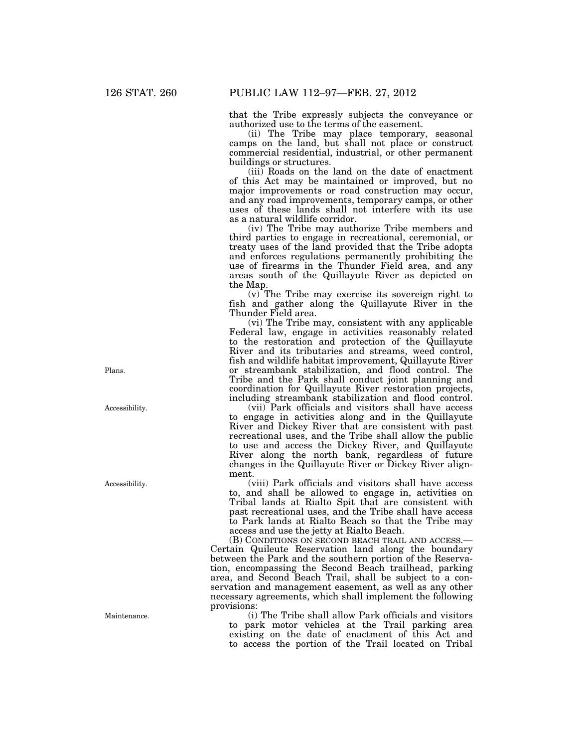that the Tribe expressly subjects the conveyance or authorized use to the terms of the easement.

(ii) The Tribe may place temporary, seasonal camps on the land, but shall not place or construct commercial residential, industrial, or other permanent buildings or structures.

(iii) Roads on the land on the date of enactment of this Act may be maintained or improved, but no major improvements or road construction may occur, and any road improvements, temporary camps, or other uses of these lands shall not interfere with its use as a natural wildlife corridor.

(iv) The Tribe may authorize Tribe members and third parties to engage in recreational, ceremonial, or treaty uses of the land provided that the Tribe adopts and enforces regulations permanently prohibiting the use of firearms in the Thunder Field area, and any areas south of the Quillayute River as depicted on the Map.

(v) The Tribe may exercise its sovereign right to fish and gather along the Quillayute River in the Thunder Field area.

Plans.

(vi) The Tribe may, consistent with any applicable Federal law, engage in activities reasonably related to the restoration and protection of the Quillayute River and its tributaries and streams, weed control, fish and wildlife habitat improvement, Quillayute River or streambank stabilization, and flood control. The Tribe and the Park shall conduct joint planning and coordination for Quillayute River restoration projects, including streambank stabilization and flood control.

Accessibility.

(vii) Park officials and visitors shall have access to engage in activities along and in the Quillayute River and Dickey River that are consistent with past recreational uses, and the Tribe shall allow the public to use and access the Dickey River, and Quillayute River along the north bank, regardless of future changes in the Quillayute River or Dickey River alignment.

Accessibility.

(viii) Park officials and visitors shall have access to, and shall be allowed to engage in, activities on Tribal lands at Rialto Spit that are consistent with past recreational uses, and the Tribe shall have access to Park lands at Rialto Beach so that the Tribe may access and use the jetty at Rialto Beach.

(B) CONDITIONS ON SECOND BEACH TRAIL AND ACCESS.—Certain Quileute Reservation land along the boundary between the Park and the southern portion of the Reservation, encompassing the Second Beach trailhead, parking area, and Second Beach Trail, shall be subject to a conservation and management easement, as well as any other necessary agreements, which shall implement the following provisions:

Maintenance.

(i) The Tribe shall allow Park officials and visitors to park motor vehicles at the Trail parking area existing on the date of enactment of this Act and to access the portion of the Trail located on Tribal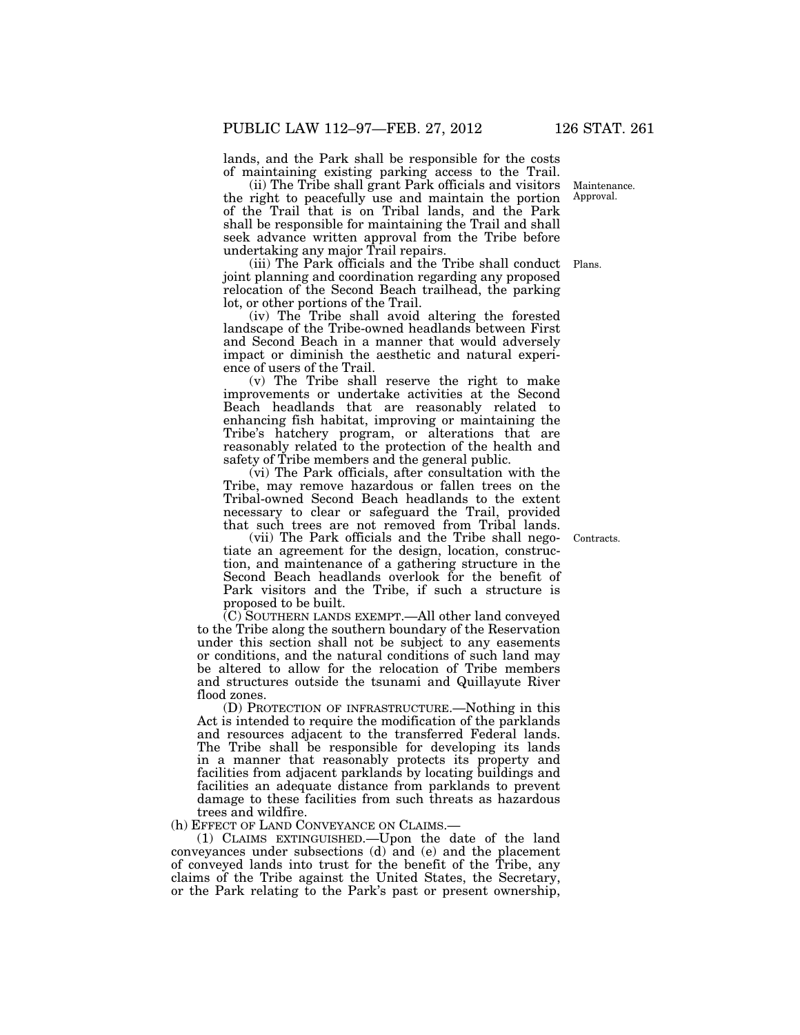lands, and the Park shall be responsible for the costs of maintaining existing parking access to the Trail.

(ii) The Tribe shall grant Park officials and visitors the right to peacefully use and maintain the portion of the Trail that is on Tribal lands, and the Park shall be responsible for maintaining the Trail and shall seek advance written approval from the Tribe before undertaking any major Trail repairs.

Maintenance. Approval.

(iii) The Park officials and the Tribe shall conduct joint planning and coordination regarding any proposed relocation of the Second Beach trailhead, the parking lot, or other portions of the Trail.

Plans.

(iv) The Tribe shall avoid altering the forested landscape of the Tribe-owned headlands between First and Second Beach in a manner that would adversely impact or diminish the aesthetic and natural experience of users of the Trail.

(v) The Tribe shall reserve the right to make improvements or undertake activities at the Second Beach headlands that are reasonably related to enhancing fish habitat, improving or maintaining the Tribe's hatchery program, or alterations that are reasonably related to the protection of the health and safety of Tribe members and the general public.

(vi) The Park officials, after consultation with the Tribe, may remove hazardous or fallen trees on the Tribal-owned Second Beach headlands to the extent necessary to clear or safeguard the Trail, provided that such trees are not removed from Tribal lands.

(vii) The Park officials and the Tribe shall negotiate an agreement for the design, location, construction, and maintenance of a gathering structure in the Second Beach headlands overlook for the benefit of Park visitors and the Tribe, if such a structure is proposed to be built.

Contracts.

(C) SOUTHERN LANDS EXEMPT.—All other land conveyed to the Tribe along the southern boundary of the Reservation under this section shall not be subject to any easements or conditions, and the natural conditions of such land may be altered to allow for the relocation of Tribe members and structures outside the tsunami and Quillayute River flood zones.

(D) PROTECTION OF INFRASTRUCTURE.—Nothing in this Act is intended to require the modification of the parklands and resources adjacent to the transferred Federal lands. The Tribe shall be responsible for developing its lands in a manner that reasonably protects its property and facilities from adjacent parklands by locating buildings and facilities an adequate distance from parklands to prevent damage to these facilities from such threats as hazardous trees and wildfire.

(h) EFFECT OF LAND CONVEYANCE ON CLAIMS.—

(1) CLAIMS EXTINGUISHED.—Upon the date of the land conveyances under subsections (d) and (e) and the placement of conveyed lands into trust for the benefit of the Tribe, any claims of the Tribe against the United States, the Secretary, or the Park relating to the Park's past or present ownership,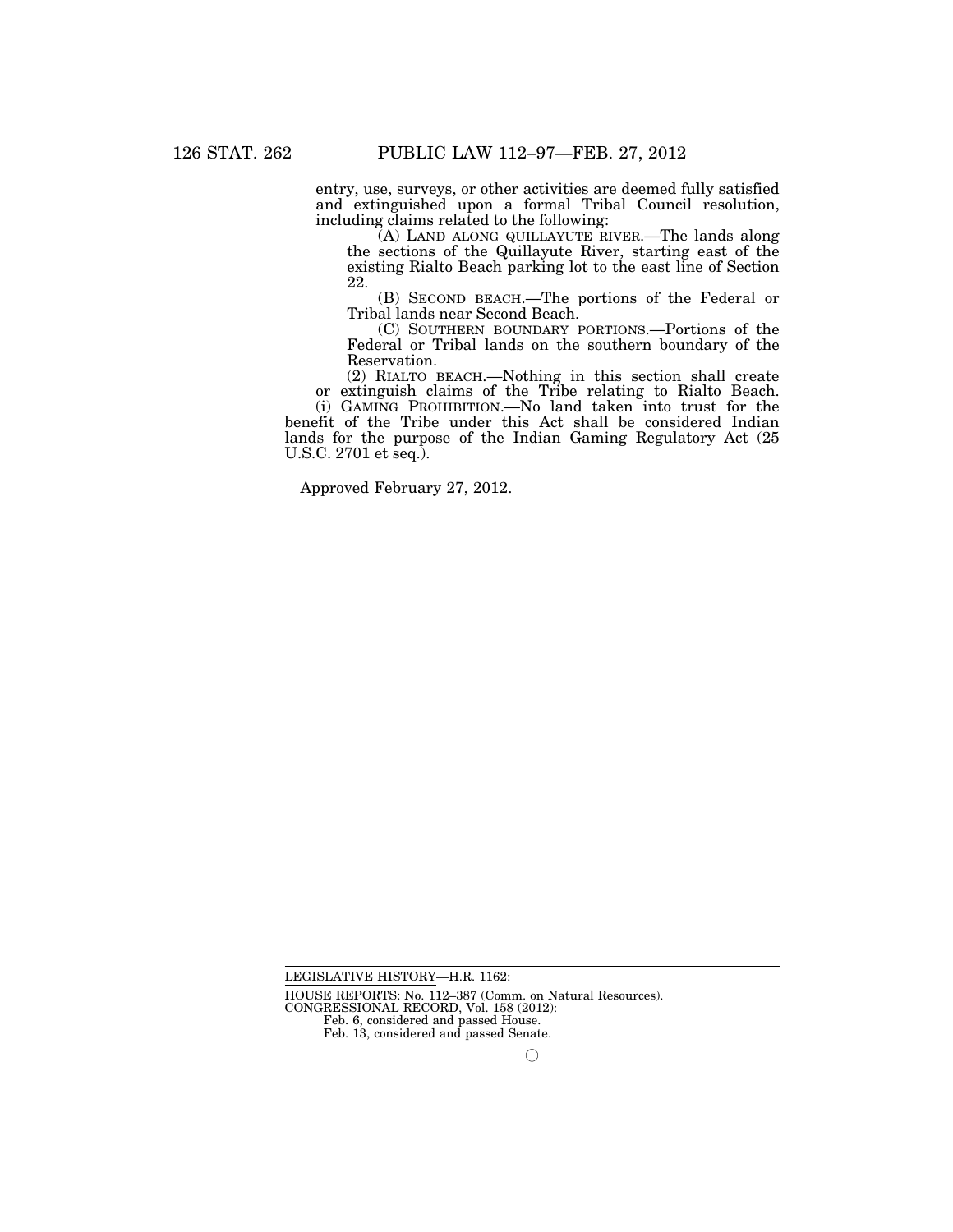entry, use, surveys, or other activities are deemed fully satisfied and extinguished upon a formal Tribal Council resolution, including claims related to the following:

(A) LAND ALONG QUILLAYUTE RIVER.—The lands along the sections of the Quillayute River, starting east of the existing Rialto Beach parking lot to the east line of Section 22.

(B) SECOND BEACH.—The portions of the Federal or Tribal lands near Second Beach.

(C) SOUTHERN BOUNDARY PORTIONS.—Portions of the Federal or Tribal lands on the southern boundary of the Reservation.

(2) RIALTO BEACH.—Nothing in this section shall create or extinguish claims of the Tribe relating to Rialto Beach.

(i) GAMING PROHIBITION.—No land taken into trust for the benefit of the Tribe under this Act shall be considered Indian lands for the purpose of the Indian Gaming Regulatory Act (25 U.S.C. 2701 et seq.).

Approved February 27, 2012.

---

LEGISLATIVE HISTORY—H.R. 1162:

HOUSE REPORTS: No. 112–387 (Comm. on Natural Resources).
CONGRESSIONAL RECORD, Vol. 158 (2012):
Feb. 6, considered and passed House.
Feb. 13, considered and passed Senate.